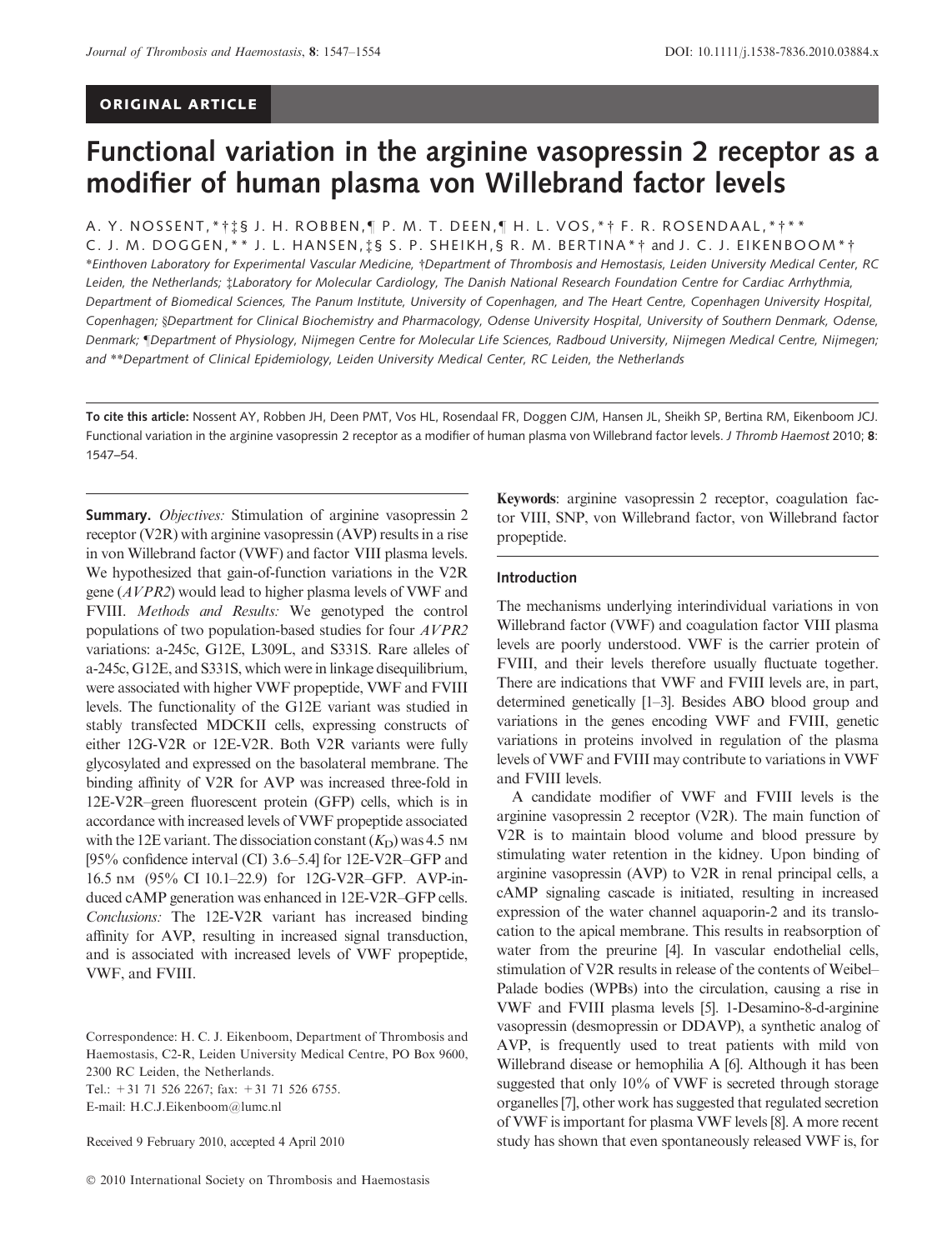ORIGINAL ARTICLE

# Functional variation in the arginine vasopressin 2 receptor as a modifier of human plasma von Willebrand factor levels

A. Y. NOSSENT,*†‡§ J. H. ROBBEN,¶ P. M. T. DEEN,¶ H. L. VOS,*† F. R. ROSENDAAL,*†** C. J. M. DOGGEN,** J. L. HANSEN,‡§ S. P. SHEIKH,§ R. M. BERTINA*† and J. C. J. EIKENBOOM*†

*Einthoven Laboratory for Experimental Vascular Medicine, †Department of Thrombosis and Hemostasis, Leiden University Medical Center, RC Leiden, the Netherlands; ‡Laboratory for Molecular Cardiology, The Danish National Research Foundation Centre for Cardiac Arrhythmia, Department of Biomedical Sciences, The Panum Institute, University of Copenhagen, and The Heart Centre, Copenhagen University Hospital, Copenhagen; §Department for Clinical Biochemistry and Pharmacology, Odense University Hospital, University of Southern Denmark, Odense, Denmark; ¶Department of Physiology, Nijmegen Centre for Molecular Life Sciences, Radboud University, Nijmegen Medical Centre, Nijmegen; and **Department of Clinical Epidemiology, Leiden University Medical Center, RC Leiden, the Netherlands

**To cite this article:** Nossent AY, Robben JH, Deen PMT, Vos HL, Rosendaal FR, Doggen CJM, Hansen JL, Sheikh SP, Bertina RM, Eikenboom JCJ. Functional variation in the arginine vasopressin 2 receptor as a modifier of human plasma von Willebrand factor levels. *J Thromb Haemost* 2010; **8**: 1547–54.

**Summary.** *Objectives:* Stimulation of arginine vasopressin 2 receptor (V2R) with arginine vasopressin (AVP) results in a rise in von Willebrand factor (VWF) and factor VIII plasma levels. We hypothesized that gain-of-function variations in the V2R gene (*AVPR2*) would lead to higher plasma levels of VWF and FVIII. *Methods and Results:* We genotyped the control populations of two population-based studies for four *AVPR2* variations: a-245c, G12E, L309L, and S331S. Rare alleles of a-245c, G12E, and S331S, which were in linkage disequilibrium, were associated with higher VWF propeptide, VWF and FVIII levels. The functionality of the G12E variant was studied in stably transfected MDCKII cells, expressing constructs of either 12G-V2R or 12E-V2R. Both V2R variants were fully glycosylated and expressed on the basolateral membrane. The binding affinity of V2R for AVP was increased three-fold in 12E-V2R–green fluorescent protein (GFP) cells, which is in accordance with increased levels of VWF propeptide associated with the 12E variant. The dissociation constant ($K_D$) was 4.5 nM [95% confidence interval (CI) 3.6–5.4] for 12E-V2R–GFP and 16.5 nM (95% CI 10.1–22.9) for 12G-V2R–GFP. AVP-induced cAMP generation was enhanced in 12E-V2R–GFP cells. *Conclusions:* The 12E-V2R variant has increased binding affinity for AVP, resulting in increased signal transduction, and is associated with increased levels of VWF propeptide, VWF, and FVIII.

Correspondence: H. C. J. Eikenboom, Department of Thrombosis and Haemostasis, C2-R, Leiden University Medical Centre, PO Box 9600, 2300 RC Leiden, the Netherlands.
Tel.: +31 71 526 2267; fax: +31 71 526 6755.
E-mail: H.C.J.Eikenboom@lumc.nl

Received 9 February 2010, accepted 4 April 2010

**Keywords**: arginine vasopressin 2 receptor, coagulation factor VIII, SNP, von Willebrand factor, von Willebrand factor propeptide.

## Introduction

The mechanisms underlying interindividual variations in von Willebrand factor (VWF) and coagulation factor VIII plasma levels are poorly understood. VWF is the carrier protein of FVIII, and their levels therefore usually fluctuate together. There are indications that VWF and FVIII levels are, in part, determined genetically [1–3]. Besides ABO blood group and variations in the genes encoding VWF and FVIII, genetic variations in proteins involved in regulation of the plasma levels of VWF and FVIII may contribute to variations in VWF and FVIII levels.

A candidate modifier of VWF and FVIII levels is the arginine vasopressin 2 receptor (V2R). The main function of V2R is to maintain blood volume and blood pressure by stimulating water retention in the kidney. Upon binding of arginine vasopressin (AVP) to V2R in renal principal cells, a cAMP signaling cascade is initiated, resulting in increased expression of the water channel aquaporin-2 and its translocation to the apical membrane. This results in reabsorption of water from the preurine [4]. In vascular endothelial cells, stimulation of V2R results in release of the contents of Weibel–Palade bodies (WPBs) into the circulation, causing a rise in VWF and FVIII plasma levels [5]. 1-Desamino-8-d-arginine vasopressin (desmopressin or DDAVP), a synthetic analog of AVP, is frequently used to treat patients with mild von Willebrand disease or hemophilia A [6]. Although it has been suggested that only 10% of VWF is secreted through storage organelles [7], other work has suggested that regulated secretion of VWF is important for plasma VWF levels [8]. A more recent study has shown that even spontaneously released VWF is, for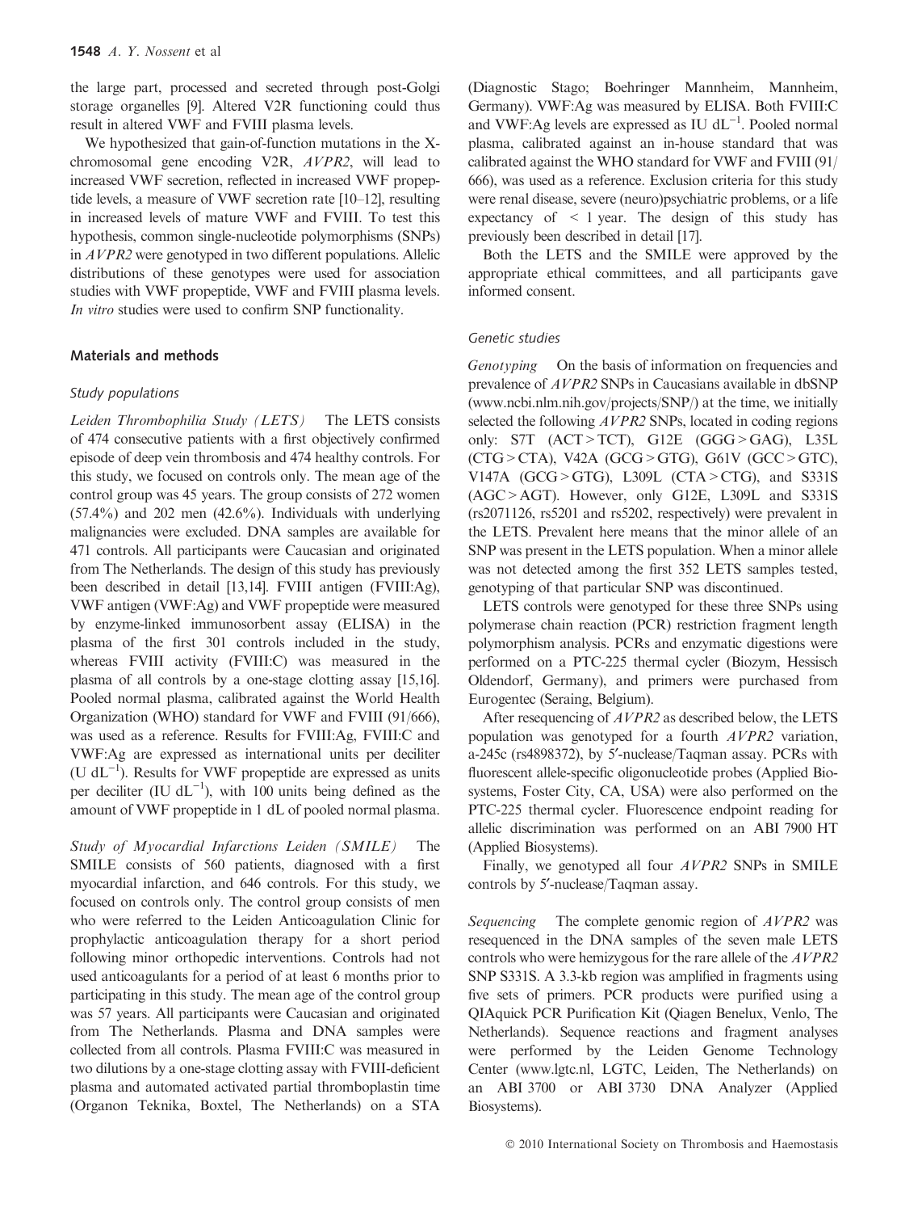the large part, processed and secreted through post-Golgi storage organelles [9]. Altered V2R functioning could thus result in altered VWF and FVIII plasma levels.

We hypothesized that gain-of-function mutations in the X-chromosomal gene encoding V2R, *AVPR2*, will lead to increased VWF secretion, reflected in increased VWF propeptide levels, a measure of VWF secretion rate [10–12], resulting in increased levels of mature VWF and FVIII. To test this hypothesis, common single-nucleotide polymorphisms (SNPs) in *AVPR2* were genotyped in two different populations. Allelic distributions of these genotypes were used for association studies with VWF propeptide, VWF and FVIII plasma levels. *In vitro* studies were used to confirm SNP functionality.

## Materials and methods

### Study populations

*Leiden Thrombophilia Study (LETS)* The LETS consists of 474 consecutive patients with a first objectively confirmed episode of deep vein thrombosis and 474 healthy controls. For this study, we focused on controls only. The mean age of the control group was 45 years. The group consists of 272 women (57.4%) and 202 men (42.6%). Individuals with underlying malignancies were excluded. DNA samples are available for 471 controls. All participants were Caucasian and originated from The Netherlands. The design of this study has previously been described in detail [13,14]. FVIII antigen (FVIII:Ag), VWF antigen (VWF:Ag) and VWF propeptide were measured by enzyme-linked immunosorbent assay (ELISA) in the plasma of the first 301 controls included in the study, whereas FVIII activity (FVIII:C) was measured in the plasma of all controls by a one-stage clotting assay [15,16]. Pooled normal plasma, calibrated against the World Health Organization (WHO) standard for VWF and FVIII (91/666), was used as a reference. Results for FVIII:Ag, FVIII:C and VWF:Ag are expressed as international units per deciliter (U $dL^{-1}$). Results for VWF propeptide are expressed as units per deciliter (IU $dL^{-1}$), with 100 units being defined as the amount of VWF propeptide in 1 dL of pooled normal plasma.

*Study of Myocardial Infarctions Leiden (SMILE)* The SMILE consists of 560 patients, diagnosed with a first myocardial infarction, and 646 controls. For this study, we focused on controls only. The control group consists of men who were referred to the Leiden Anticoagulation Clinic for prophylactic anticoagulation therapy for a short period following minor orthopedic interventions. Controls had not used anticoagulants for a period of at least 6 months prior to participating in this study. The mean age of the control group was 57 years. All participants were Caucasian and originated from The Netherlands. Plasma and DNA samples were collected from all controls. Plasma FVIII:C was measured in two dilutions by a one-stage clotting assay with FVIII-deficient plasma and automated activated partial thromboplastin time (Organon Teknika, Boxtel, The Netherlands) on a STA (Diagnostic Stago; Boehringer Mannheim, Mannheim, Germany). VWF:Ag was measured by ELISA. Both FVIII:C and VWF:Ag levels are expressed as IU $dL^{-1}$. Pooled normal plasma, calibrated against an in-house standard that was calibrated against the WHO standard for VWF and FVIII (91/666), was used as a reference. Exclusion criteria for this study were renal disease, severe (neuro)psychiatric problems, or a life expectancy of < 1 year. The design of this study has previously been described in detail [17].

Both the LETS and the SMILE were approved by the appropriate ethical committees, and all participants gave informed consent.

### Genetic studies

*Genotyping* On the basis of information on frequencies and prevalence of *AVPR2* SNPs in Caucasians available in dbSNP (www.ncbi.nlm.nih.gov/projects/SNP/) at the time, we initially selected the following *AVPR2* SNPs, located in coding regions only: S7T (ACT > TCT), G12E (GGG > GAG), L35L (CTG > CTA), V42A (GCG > GTG), G61V (GCC > GTC), V147A (GCG > GTG), L309L (CTA > CTG), and S331S (AGC > AGT). However, only G12E, L309L and S331S (rs2071126, rs5201 and rs5202, respectively) were prevalent in the LETS. Prevalent here means that the minor allele of an SNP was present in the LETS population. When a minor allele was not detected among the first 352 LETS samples tested, genotyping of that particular SNP was discontinued.

LETS controls were genotyped for these three SNPs using polymerase chain reaction (PCR) restriction fragment length polymorphism analysis. PCRs and enzymatic digestions were performed on a PTC-225 thermal cycler (Biozym, Hessisch Oldendorf, Germany), and primers were purchased from Eurogentec (Seraing, Belgium).

After resequencing of *AVPR2* as described below, the LETS population was genotyped for a fourth *AVPR2* variation, a-245c (rs4898372), by 5′-nuclease/Taqman assay. PCRs with fluorescent allele-specific oligonucleotide probes (Applied Biosystems, Foster City, CA, USA) were also performed on the PTC-225 thermal cycler. Fluorescence endpoint reading for allelic discrimination was performed on an ABI 7900 HT (Applied Biosystems).

Finally, we genotyped all four *AVPR2* SNPs in SMILE controls by 5′-nuclease/Taqman assay.

*Sequencing* The complete genomic region of *AVPR2* was resequenced in the DNA samples of the seven male LETS controls who were hemizygous for the rare allele of the *AVPR2* SNP S331S. A 3.3-kb region was amplified in fragments using five sets of primers. PCR products were purified using a QIAquick PCR Purification Kit (Qiagen Benelux, Venlo, The Netherlands). Sequence reactions and fragment analyses were performed by the Leiden Genome Technology Center (www.lgtc.nl, LGTC, Leiden, The Netherlands) on an ABI 3700 or ABI 3730 DNA Analyzer (Applied Biosystems).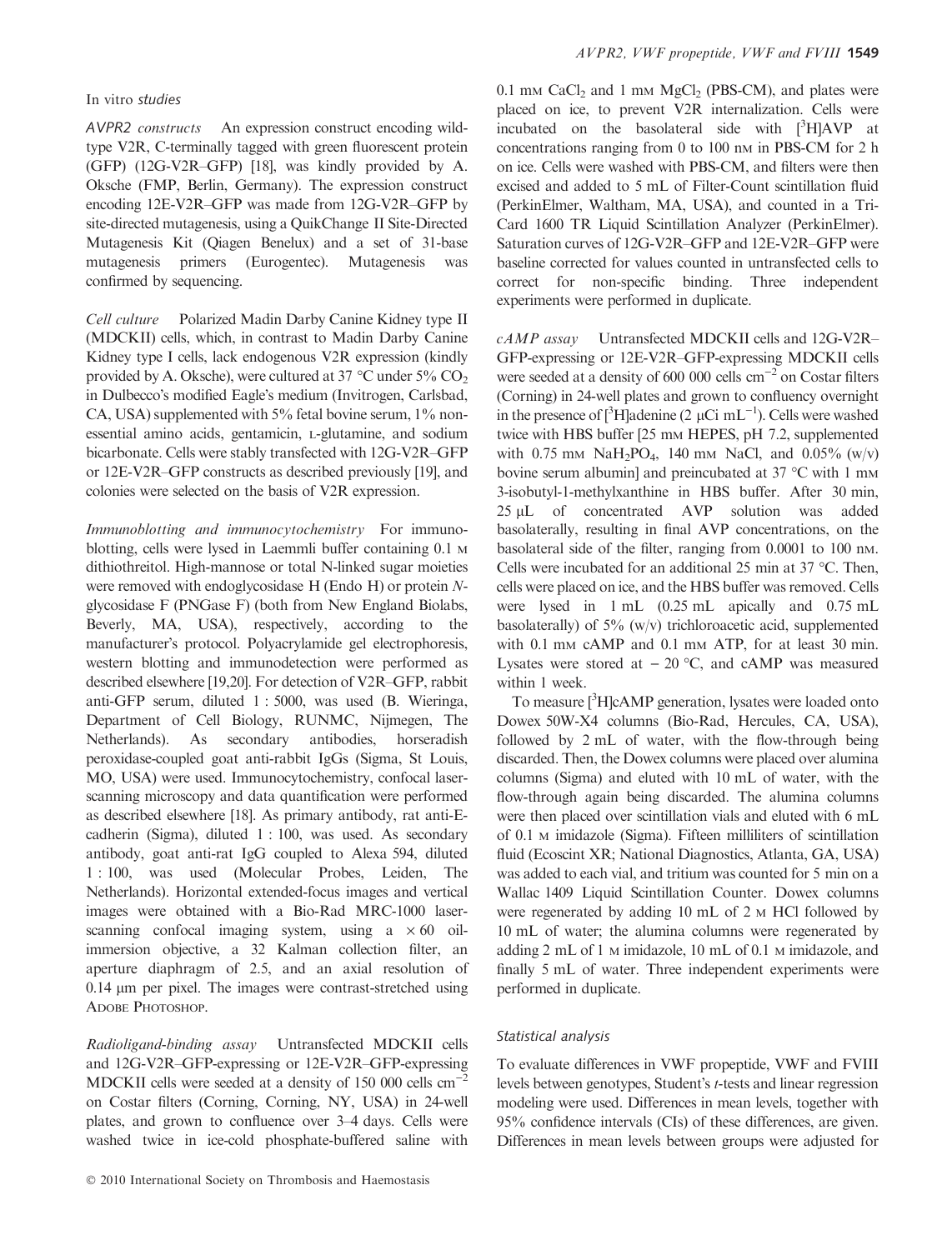### *In vitro studies*

*AVPR2 constructs* An expression construct encoding wild-type V2R, C-terminally tagged with green fluorescent protein (GFP) (12G-V2R–GFP) [18], was kindly provided by A. Oksche (FMP, Berlin, Germany). The expression construct encoding 12E-V2R–GFP was made from 12G-V2R–GFP by site-directed mutagenesis, using a QuikChange II Site-Directed Mutagenesis Kit (Qiagen Benelux) and a set of 31-base mutagenesis primers (Eurogentec). Mutagenesis was confirmed by sequencing.

*Cell culture* Polarized Madin Darby Canine Kidney type II (MDCKII) cells, which, in contrast to Madin Darby Canine Kidney type I cells, lack endogenous V2R expression (kindly provided by A. Oksche), were cultured at 37 °C under 5% $CO_2$ in Dulbecco's modified Eagle's medium (Invitrogen, Carlsbad, CA, USA) supplemented with 5% fetal bovine serum, 1% non-essential amino acids, gentamicin, L-glutamine, and sodium bicarbonate. Cells were stably transfected with 12G-V2R–GFP or 12E-V2R–GFP constructs as described previously [19], and colonies were selected on the basis of V2R expression.

*Immunoblotting and immunocytochemistry* For immunoblotting, cells were lysed in Laemmli buffer containing 0.1 M dithiothreitol. High-mannose or total N-linked sugar moieties were removed with endoglycosidase H (Endo H) or protein N-glycosidase F (PNGase F) (both from New England Biolabs, Beverly, MA, USA), respectively, according to the manufacturer's protocol. Polyacrylamide gel electrophoresis, western blotting and immunodetection were performed as described elsewhere [19,20]. For detection of V2R–GFP, rabbit anti-GFP serum, diluted 1 : 5000, was used (B. Wieringa, Department of Cell Biology, RUNMC, Nijmegen, The Netherlands). As secondary antibodies, horseradish peroxidase-coupled goat anti-rabbit IgGs (Sigma, St Louis, MO, USA) were used. Immunocytochemistry, confocal laser-scanning microscopy and data quantification were performed as described elsewhere [18]. As primary antibody, rat anti-E-cadherin (Sigma), diluted 1 : 100, was used. As secondary antibody, goat anti-rat IgG coupled to Alexa 594, diluted 1 : 100, was used (Molecular Probes, Leiden, The Netherlands). Horizontal extended-focus images and vertical images were obtained with a Bio-Rad MRC-1000 laser-scanning confocal imaging system, using a × 60 oil-immersion objective, a 32 Kalman collection filter, an aperture diaphragm of 2.5, and an axial resolution of 0.14 μm per pixel. The images were contrast-stretched using Adobe Photoshop.

*Radioligand-binding assay* Untransfected MDCKII cells and 12G-V2R–GFP-expressing or 12E-V2R–GFP-expressing MDCKII cells were seeded at a density of 150 000 cells $cm^{-2}$ on Costar filters (Corning, Corning, NY, USA) in 24-well plates, and grown to confluence over 3–4 days. Cells were washed twice in ice-cold phosphate-buffered saline with 0.1 mM $CaCl_2$ and 1 mM $MgCl_2$ (PBS-CM), and plates were placed on ice, to prevent V2R internalization. Cells were incubated on the basolateral side with [$^3$H]AVP at concentrations ranging from 0 to 100 nM in PBS-CM for 2 h on ice. Cells were washed with PBS-CM, and filters were then excised and added to 5 mL of Filter-Count scintillation fluid (PerkinElmer, Waltham, MA, USA), and counted in a Tri-Card 1600 TR Liquid Scintillation Analyzer (PerkinElmer). Saturation curves of 12G-V2R–GFP and 12E-V2R–GFP were baseline corrected for values counted in untransfected cells to correct for non-specific binding. Three independent experiments were performed in duplicate.

*cAMP assay* Untransfected MDCKII cells and 12G-V2R–GFP-expressing or 12E-V2R–GFP-expressing MDCKII cells were seeded at a density of 600 000 cells $cm^{-2}$ on Costar filters (Corning) in 24-well plates and grown to confluency overnight in the presence of [$^3$H]adenine (2 μCi $mL^{-1}$). Cells were washed twice with HBS buffer [25 mM HEPES, pH 7.2, supplemented with 0.75 mM $NaH_2PO_4$, 140 mM NaCl, and 0.05% (w/v) bovine serum albumin] and preincubated at 37 °C with 1 mM 3-isobutyl-1-methylxanthine in HBS buffer. After 30 min, 25 μL of concentrated AVP solution was added basolaterally, resulting in final AVP concentrations, on the basolateral side of the filter, ranging from 0.0001 to 100 nM. Cells were incubated for an additional 25 min at 37 °C. Then, cells were placed on ice, and the HBS buffer was removed. Cells were lysed in 1 mL (0.25 mL apically and 0.75 mL basolaterally) of 5% (w/v) trichloroacetic acid, supplemented with 0.1 mM cAMP and 0.1 mM ATP, for at least 30 min. Lysates were stored at − 20 °C, and cAMP was measured within 1 week.

To measure [$^3$H]cAMP generation, lysates were loaded onto Dowex 50W-X4 columns (Bio-Rad, Hercules, CA, USA), followed by 2 mL of water, with the flow-through being discarded. Then, the Dowex columns were placed over alumina columns (Sigma) and eluted with 10 mL of water, with the flow-through again being discarded. The alumina columns were then placed over scintillation vials and eluted with 6 mL of 0.1 M imidazole (Sigma). Fifteen milliliters of scintillation fluid (Ecoscint XR; National Diagnostics, Atlanta, GA, USA) was added to each vial, and tritium was counted for 5 min on a Wallac 1409 Liquid Scintillation Counter. Dowex columns were regenerated by adding 10 mL of 2 M HCl followed by 10 mL of water; the alumina columns were regenerated by adding 2 mL of 1 M imidazole, 10 mL of 0.1 M imidazole, and finally 5 mL of water. Three independent experiments were performed in duplicate.

### *Statistical analysis*

To evaluate differences in VWF propeptide, VWF and FVIII levels between genotypes, Student's *t*-tests and linear regression modeling were used. Differences in mean levels, together with 95% confidence intervals (CIs) of these differences, are given. Differences in mean levels between groups were adjusted for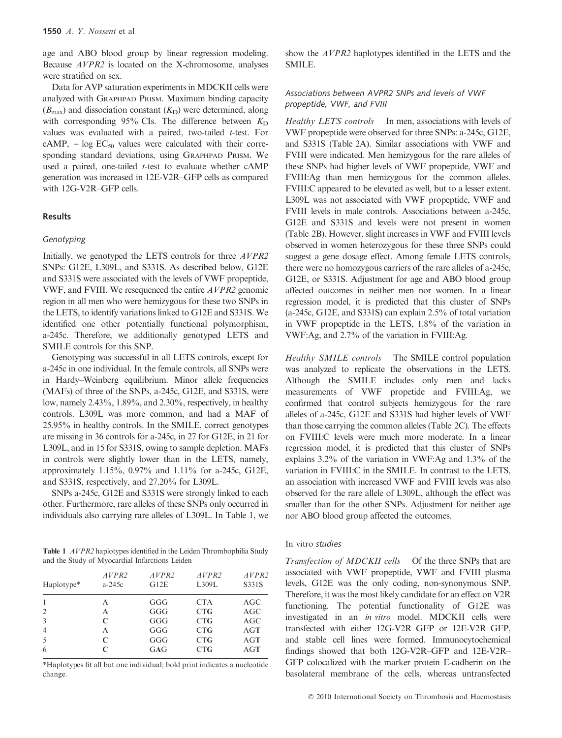age and ABO blood group by linear regression modeling. Because *AVPR2* is located on the X-chromosome, analyses were stratified on sex.

Data for AVP saturation experiments in MDCKII cells were analyzed with GRAPHPAD PRISM. Maximum binding capacity ($B_{max}$) and dissociation constant ($K_D$) were determined, along with corresponding 95% CIs. The difference between $K_D$ values was evaluated with a paired, two-tailed *t*-test. For cAMP, $-\log EC_{50}$ values were calculated with their corresponding standard deviations, using GRAPHPAD PRISM. We used a paired, one-tailed *t*-test to evaluate whether cAMP generation was increased in 12E-V2R–GFP cells as compared with 12G-V2R–GFP cells.

## Results

### Genotyping

Initially, we genotyped the LETS controls for three *AVPR2* SNPs: G12E, L309L, and S331S. As described below, G12E and S331S were associated with the levels of VWF propeptide, VWF, and FVIII. We resequenced the entire *AVPR2* genomic region in all men who were hemizygous for these two SNPs in the LETS, to identify variations linked to G12E and S331S. We identified one other potentially functional polymorphism, a-245c. Therefore, we additionally genotyped LETS and SMILE controls for this SNP.

Genotyping was successful in all LETS controls, except for a-245c in one individual. In the female controls, all SNPs were in Hardy–Weinberg equilibrium. Minor allele frequencies (MAFs) of three of the SNPs, a-245c, G12E, and S331S, were low, namely 2.43%, 1.89%, and 2.30%, respectively, in healthy controls. L309L was more common, and had a MAF of 25.95% in healthy controls. In the SMILE, correct genotypes are missing in 36 controls for a-245c, in 27 for G12E, in 21 for L309L, and in 15 for S331S, owing to sample depletion. MAFs in controls were slightly lower than in the LETS, namely, approximately 1.15%, 0.97% and 1.11% for a-245c, G12E, and S331S, respectively, and 27.20% for L309L.

SNPs a-245c, G12E and S331S were strongly linked to each other. Furthermore, rare alleles of these SNPs only occurred in individuals also carrying rare alleles of L309L. In Table 1, we show the *AVPR2* haplotypes identified in the LETS and the SMILE.

**Table 1** *AVPR2* haplotypes identified in the Leiden Thrombophilia Study and the Study of Myocardial Infarctions Leiden

| Haplotype* | *AVPR2* a-245c | *AVPR2* G12E | *AVPR2* L309L | *AVPR2* S331S |
|---|---|---|---|---|
| 1 | A | GGG | CTA | AGC |
| 2 | A | GGG | CT**G** | AGC |
| 3 | **C** | GGG | CT**G** | AGC |
| 4 | A | GGG | CT**G** | AG**T** |
| 5 | **C** | GGG | CT**G** | AG**T** |
| 6 | **C** | G**A**G | CT**G** | AG**T** |

*Haplotypes fit all but one individual; bold print indicates a nucleotide change.

### Associations between AVPR2 SNPs and levels of VWF propeptide, VWF, and FVIII

*Healthy LETS controls* In men, associations with levels of VWF propeptide were observed for three SNPs: a-245c, G12E, and S331S (Table 2A). Similar associations with VWF and FVIII were indicated. Men hemizygous for the rare alleles of these SNPs had higher levels of VWF propeptide, VWF and FVIII:Ag than men hemizygous for the common alleles. FVIII:C appeared to be elevated as well, but to a lesser extent. L309L was not associated with VWF propeptide, VWF and FVIII levels in male controls. Associations between a-245c, G12E and S331S and levels were not present in women (Table 2B). However, slight increases in VWF and FVIII levels observed in women heterozygous for these three SNPs could suggest a gene dosage effect. Among female LETS controls, there were no homozygous carriers of the rare alleles of a-245c, G12E, or S331S. Adjustment for age and ABO blood group affected outcomes in neither men nor women. In a linear regression model, it is predicted that this cluster of SNPs (a-245c, G12E, and S331S) can explain 2.5% of total variation in VWF propeptide in the LETS, 1.8% of the variation in VWF:Ag, and 2.7% of the variation in FVIII:Ag.

*Healthy SMILE controls* The SMILE control population was analyzed to replicate the observations in the LETS. Although the SMILE includes only men and lacks measurements of VWF propetide and FVIII:Ag, we confirmed that control subjects hemizygous for the rare alleles of a-245c, G12E and S331S had higher levels of VWF than those carrying the common alleles (Table 2C). The effects on FVIII:C levels were much more moderate. In a linear regression model, it is predicted that this cluster of SNPs explains 3.2% of the variation in VWF:Ag and 1.3% of the variation in FVIII:C in the SMILE. In contrast to the LETS, an association with increased VWF and FVIII levels was also observed for the rare allele of L309L, although the effect was smaller than for the other SNPs. Adjustment for neither age nor ABO blood group affected the outcomes.

### In vitro studies

*Transfection of MDCKII cells* Of the three SNPs that are associated with VWF propeptide, VWF and FVIII plasma levels, G12E was the only coding, non-synonymous SNP. Therefore, it was the most likely candidate for an effect on V2R functioning. The potential functionality of G12E was investigated in an *in vitro* model. MDCKII cells were transfected with either 12G-V2R–GFP or 12E-V2R–GFP, and stable cell lines were formed. Immunocytochemical findings showed that both 12G-V2R–GFP and 12E-V2R–GFP colocalized with the marker protein E-cadherin on the basolateral membrane of the cells, whereas untransfected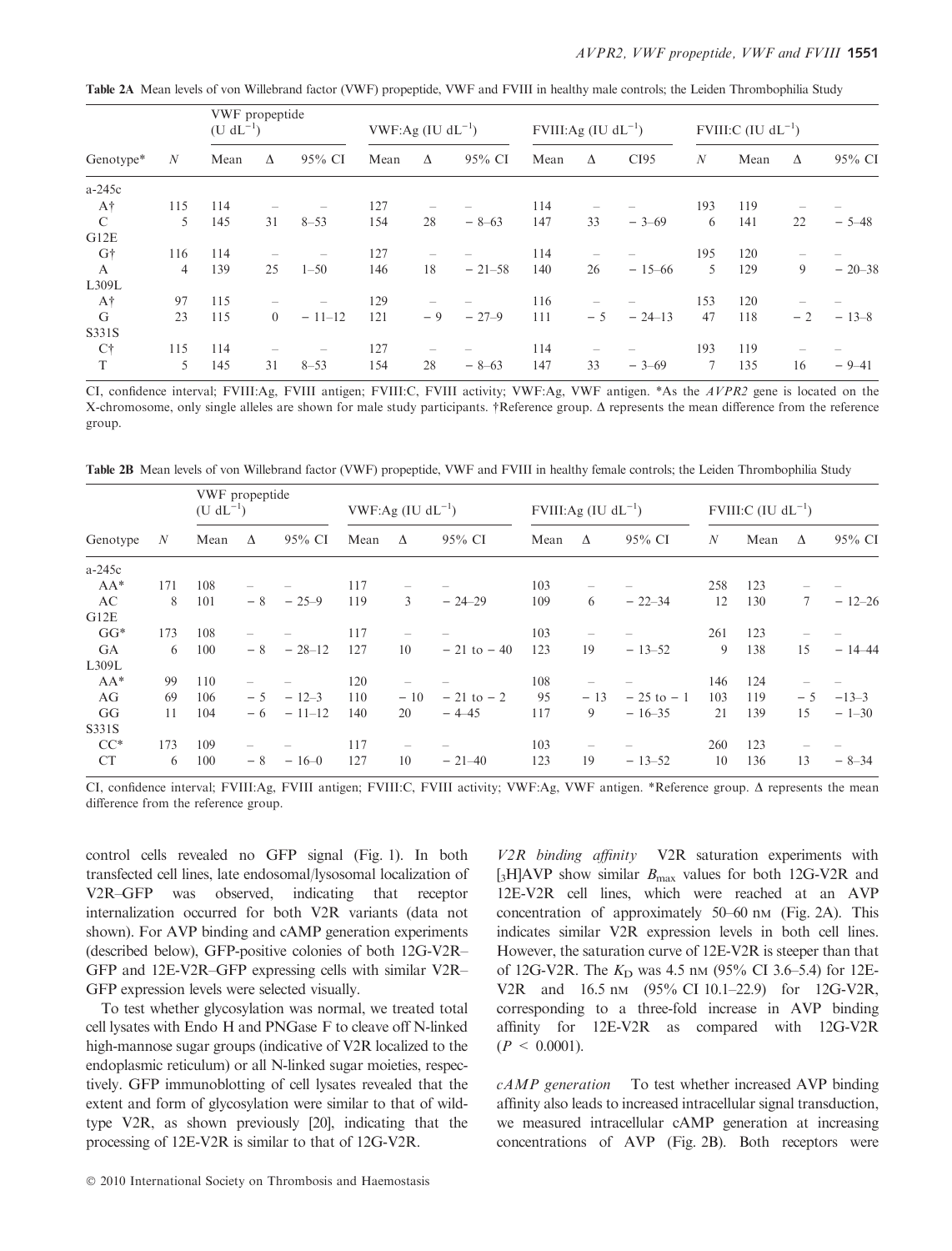**Table 2A** Mean levels of von Willebrand factor (VWF) propeptide, VWF and FVIII in healthy male controls; the Leiden Thrombophilia Study

| Genotype* | $N$ | VWF propeptide ($U\ dL^{-1}$) | | | VWF:Ag ($IU\ dL^{-1}$) | | | FVIII:Ag ($IU\ dL^{-1}$) | | | FVIII:C ($IU\ dL^{-1}$) | | | |
|---|---|---|---|---|---|---|---|---|---|---|---|---|---|---|
| | | Mean | Δ | 95% CI | Mean | Δ | 95% CI | Mean | Δ | CI95 | $N$ | Mean | Δ | 95% CI |
| a-245c | | | | | | | | | | | | | | |
| A† | 115 | 114 | – | – | 127 | – | – | 114 | – | – | 193 | 119 | – | – |
| C | 5 | 145 | 31 | 8–53 | 154 | 28 | − 8–63 | 147 | 33 | − 3–69 | 6 | 141 | 22 | − 5–48 |
| G12E | | | | | | | | | | | | | | |
| G† | 116 | 114 | – | – | 127 | – | – | 114 | – | – | 195 | 120 | – | – |
| A | 4 | 139 | 25 | 1–50 | 146 | 18 | − 21–58 | 140 | 26 | − 15–66 | 5 | 129 | 9 | − 20–38 |
| L309L | | | | | | | | | | | | | | |
| A† | 97 | 115 | – | – | 129 | – | – | 116 | – | – | 153 | 120 | – | – |
| G | 23 | 115 | 0 | − 11–12 | 121 | − 9 | − 27–9 | 111 | − 5 | − 24–13 | 47 | 118 | − 2 | − 13–8 |
| S331S | | | | | | | | | | | | | | |
| C† | 115 | 114 | – | – | 127 | – | – | 114 | – | – | 193 | 119 | – | – |
| T | 5 | 145 | 31 | 8–53 | 154 | 28 | − 8–63 | 147 | 33 | − 3–69 | 7 | 135 | 16 | − 9–41 |

CI, confidence interval; FVIII:Ag, FVIII antigen; FVIII:C, FVIII activity; VWF:Ag, VWF antigen. *As the *AVPR2* gene is located on the X-chromosome, only single alleles are shown for male study participants. †Reference group. Δ represents the mean difference from the reference group.

**Table 2B** Mean levels of von Willebrand factor (VWF) propeptide, VWF and FVIII in healthy female controls; the Leiden Thrombophilia Study

| Genotype | $N$ | VWF propeptide ($U\ dL^{-1}$) | | | VWF:Ag ($IU\ dL^{-1}$) | | | FVIII:Ag ($IU\ dL^{-1}$) | | | FVIII:C ($IU\ dL^{-1}$) | | | |
|---|---|---|---|---|---|---|---|---|---|---|---|---|---|---|
| | | Mean | Δ | 95% CI | Mean | Δ | 95% CI | Mean | Δ | 95% CI | $N$ | Mean | Δ | 95% CI |
| a-245c | | | | | | | | | | | | | | |
| AA* | 171 | 108 | – | – | 117 | – | – | 103 | – | – | 258 | 123 | – | – |
| AC | 8 | 101 | − 8 | − 25–9 | 119 | 3 | − 24–29 | 109 | 6 | − 22–34 | 12 | 130 | 7 | − 12–26 |
| G12E | | | | | | | | | | | | | | |
| GG* | 173 | 108 | – | – | 117 | – | – | 103 | – | – | 261 | 123 | – | – |
| GA | 6 | 100 | − 8 | − 28–12 | 127 | 10 | − 21 to − 40 | 123 | 19 | − 13–52 | 9 | 138 | 15 | − 14–44 |
| L309L | | | | | | | | | | | | | | |
| AA* | 99 | 110 | – | – | 120 | – | – | 108 | – | – | 146 | 124 | – | – |
| AG | 69 | 106 | − 5 | − 12–3 | 110 | − 10 | − 21 to − 2 | 95 | − 13 | − 25 to − 1 | 103 | 119 | − 5 | −13–3 |
| GG | 11 | 104 | − 6 | − 11–12 | 140 | 20 | − 4–45 | 117 | 9 | − 16–35 | 21 | 139 | 15 | − 1–30 |
| S331S | | | | | | | | | | | | | | |
| CC* | 173 | 109 | – | – | 117 | – | – | 103 | – | – | 260 | 123 | – | – |
| CT | 6 | 100 | − 8 | − 16–0 | 127 | 10 | − 21–40 | 123 | 19 | − 13–52 | 10 | 136 | 13 | − 8–34 |

CI, confidence interval; FVIII:Ag, FVIII antigen; FVIII:C, FVIII activity; VWF:Ag, VWF antigen. *Reference group. Δ represents the mean difference from the reference group.

control cells revealed no GFP signal (Fig. 1). In both transfected cell lines, late endosomal/lysosomal localization of V2R–GFP was observed, indicating that receptor internalization occurred for both V2R variants (data not shown). For AVP binding and cAMP generation experiments (described below), GFP-positive colonies of both 12G-V2R–GFP and 12E-V2R–GFP expressing cells with similar V2R–GFP expression levels were selected visually.

To test whether glycosylation was normal, we treated total cell lysates with Endo H and PNGase F to cleave off N-linked high-mannose sugar groups (indicative of V2R localized to the endoplasmic reticulum) or all N-linked sugar moieties, respectively. GFP immunoblotting of cell lysates revealed that the extent and form of glycosylation were similar to that of wild-type V2R, as shown previously [20], indicating that the processing of 12E-V2R is similar to that of 12G-V2R.

*V2R binding affinity* V2R saturation experiments with [$_3$H]AVP show similar $B_{max}$ values for both 12G-V2R and 12E-V2R cell lines, which were reached at an AVP concentration of approximately 50–60 nM (Fig. 2A). This indicates similar V2R expression levels in both cell lines. However, the saturation curve of 12E-V2R is steeper than that of 12G-V2R. The $K_D$ was 4.5 nM (95% CI 3.6–5.4) for 12E-V2R and 16.5 nM (95% CI 10.1–22.9) for 12G-V2R, corresponding to a three-fold increase in AVP binding affinity for 12E-V2R as compared with 12G-V2R ($P < 0.0001$).

*cAMP generation* To test whether increased AVP binding affinity also leads to increased intracellular signal transduction, we measured intracellular cAMP generation at increasing concentrations of AVP (Fig. 2B). Both receptors were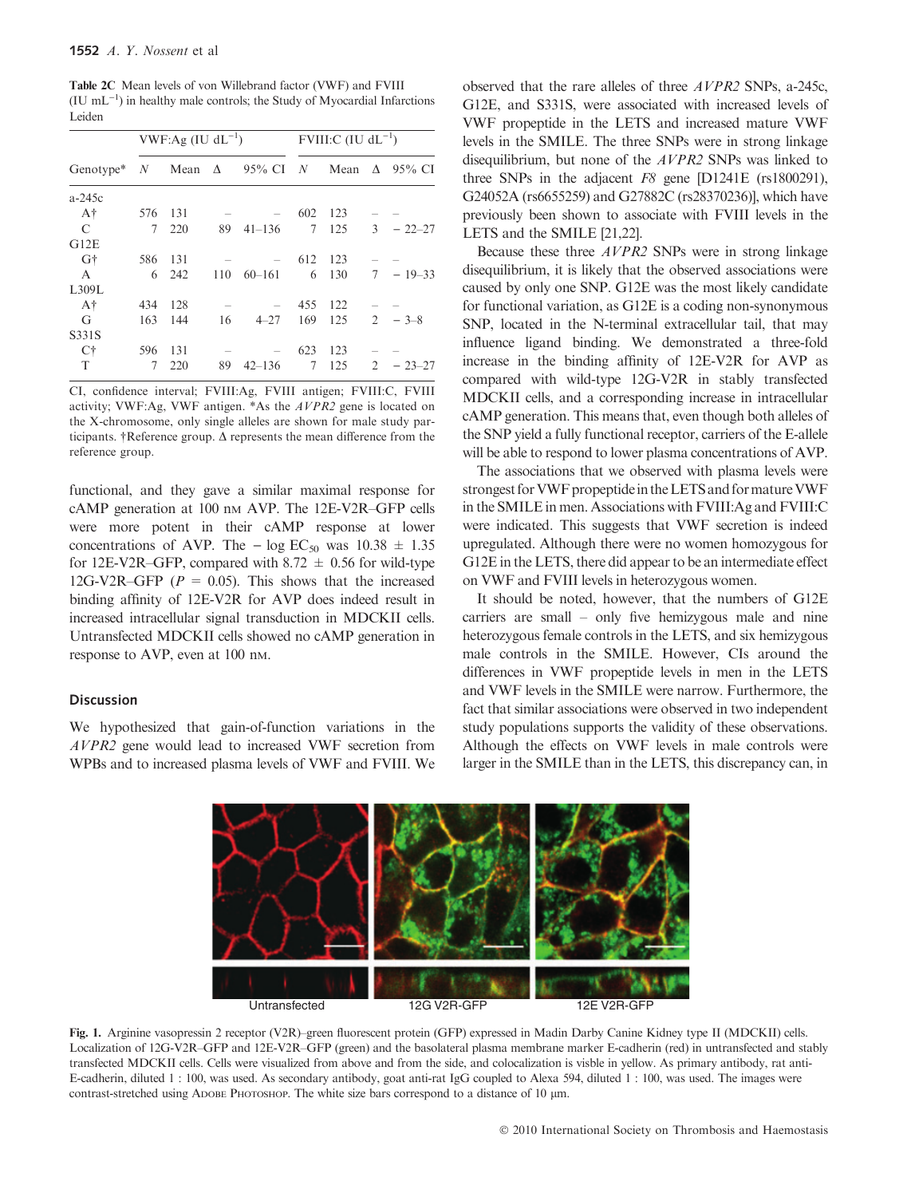**Table 2C** Mean levels of von Willebrand factor (VWF) and FVIII (IU mL$^{-1}$) in healthy male controls; the Study of Myocardial Infarctions Leiden

| Genotype* | VWF:Ag (IU dL$^{-1}$) | | | | FVIII:C (IU dL$^{-1}$) | | | |
|---|---|---|---|---|---|---|---|---|
| | N | Mean | Δ | 95% CI | N | Mean | Δ | 95% CI |
| a-245c | | | | | | | | |
| A† | 576 | 131 | – | – | 602 | 123 | – | – |
| C | 7 | 220 | 89 | 41–136 | 7 | 125 | 3 | − 22–27 |
| G12E | | | | | | | | |
| G† | 586 | 131 | – | – | 612 | 123 | – | – |
| A | 6 | 242 | 110 | 60–161 | 6 | 130 | 7 | − 19–33 |
| L309L | | | | | | | | |
| A† | 434 | 128 | – | – | 455 | 122 | – | – |
| G | 163 | 144 | 16 | 4–27 | 169 | 125 | 2 | − 3–8 |
| S331S | | | | | | | | |
| C† | 596 | 131 | – | – | 623 | 123 | – | – |
| T | 7 | 220 | 89 | 42–136 | 7 | 125 | 2 | − 23–27 |

CI, confidence interval; FVIII:Ag, FVIII antigen; FVIII:C, FVIII activity; VWF:Ag, VWF antigen. *As the *AVPR2* gene is located on the X-chromosome, only single alleles are shown for male study participants. †Reference group. Δ represents the mean difference from the reference group.

functional, and they gave a similar maximal response for cAMP generation at 100 nM AVP. The 12E-V2R–GFP cells were more potent in their cAMP response at lower concentrations of AVP. The $-\log EC_{50}$ was 10.38 ± 1.35 for 12E-V2R–GFP, compared with 8.72 ± 0.56 for wild-type 12G-V2R–GFP ($P = 0.05$). This shows that the increased binding affinity of 12E-V2R for AVP does indeed result in increased intracellular signal transduction in MDCKII cells. Untransfected MDCKII cells showed no cAMP generation in response to AVP, even at 100 nM.

## Discussion

We hypothesized that gain-of-function variations in the *AVPR2* gene would lead to increased VWF secretion from WPBs and to increased plasma levels of VWF and FVIII. We observed that the rare alleles of three *AVPR2* SNPs, a-245c, G12E, and S331S, were associated with increased levels of VWF propeptide in the LETS and increased mature VWF levels in the SMILE. The three SNPs were in strong linkage disequilibrium, but none of the *AVPR2* SNPs was linked to three SNPs in the adjacent *F8* gene [D1241E (rs1800291), G24052A (rs6655259) and G27882C (rs28370236)], which have previously been shown to associate with FVIII levels in the LETS and the SMILE [21,22].

Because these three *AVPR2* SNPs were in strong linkage disequilibrium, it is likely that the observed associations were caused by only one SNP. G12E was the most likely candidate for functional variation, as G12E is a coding non-synonymous SNP, located in the N-terminal extracellular tail, that may influence ligand binding. We demonstrated a three-fold increase in the binding affinity of 12E-V2R for AVP as compared with wild-type 12G-V2R in stably transfected MDCKII cells, and a corresponding increase in intracellular cAMP generation. This means that, even though both alleles of the SNP yield a fully functional receptor, carriers of the E-allele will be able to respond to lower plasma concentrations of AVP.

The associations that we observed with plasma levels were strongest for VWF propeptide in the LETS and for mature VWF in the SMILE in men. Associations with FVIII:Ag and FVIII:C were indicated. This suggests that VWF secretion is indeed upregulated. Although there were no women homozygous for G12E in the LETS, there did appear to be an intermediate effect on VWF and FVIII levels in heterozygous women.

It should be noted, however, that the numbers of G12E carriers are small – only five hemizygous male and nine heterozygous female controls in the LETS, and six hemizygous male controls in the SMILE. However, CIs around the differences in VWF propeptide levels in men in the LETS and VWF levels in the SMILE were narrow. Furthermore, the fact that similar associations were observed in two independent study populations supports the validity of these observations. Although the effects on VWF levels in male controls were larger in the SMILE than in the LETS, this discrepancy can, in

Untransfected 12G V2R-GFP 12E V2R-GFP

**Fig. 1.** Arginine vasopressin 2 receptor (V2R)–green fluorescent protein (GFP) expressed in Madin Darby Canine Kidney type II (MDCKII) cells. Localization of 12G-V2R–GFP and 12E-V2R–GFP (green) and the basolateral plasma membrane marker E-cadherin (red) in untransfected and stably transfected MDCKII cells. Cells were visualized from above and from the side, and colocalization is visble in yellow. As primary antibody, rat anti-E-cadherin, diluted 1 : 100, was used. As secondary antibody, goat anti-rat IgG coupled to Alexa 594, diluted 1 : 100, was used. The images were contrast-stretched using Adobe Photoshop. The white size bars correspond to a distance of 10 μm.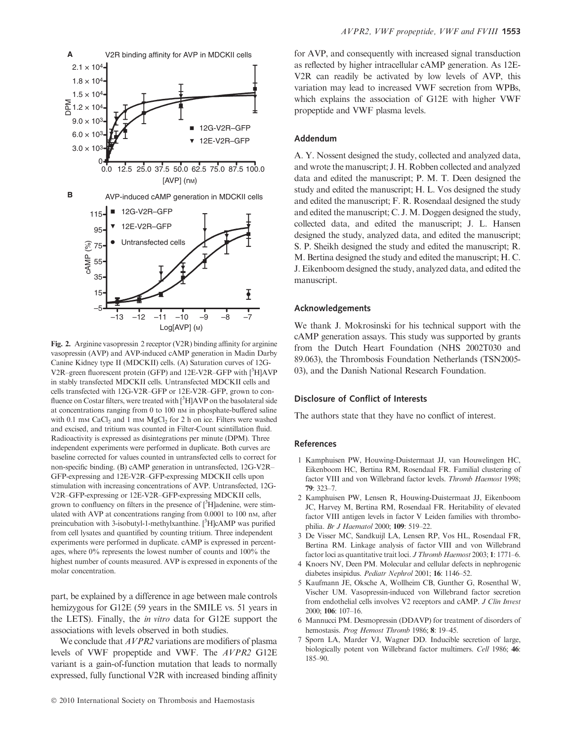**Fig. 2.** Arginine vasopressin 2 receptor (V2R) binding affinity for arginine vasopressin (AVP) and AVP-induced cAMP generation in Madin Darby Canine Kidney type II (MDCKII) cells. (A) Saturation curves of 12G-V2R–green fluorescent protein (GFP) and 12E-V2R–GFP with [$^3$H]AVP in stably transfected MDCKII cells. Untransfected MDCKII cells and cells transfected with 12G-V2R–GFP or 12E-V2R–GFP, grown to confluence on Costar filters, were treated with [$^3$H]AVP on the basolateral side at concentrations ranging from 0 to 100 nM in phosphate-buffered saline with 0.1 mM $CaCl_2$ and 1 mM $MgCl_2$ for 2 h on ice. Filters were washed and excised, and tritium was counted in Filter-Count scintillation fluid. Radioactivity is expressed as disintegrations per minute (DPM). Three independent experiments were performed in duplicate. Both curves are baseline corrected for values counted in untransfected cells to correct for non-specific binding. (B) cAMP generation in untransfected, 12G-V2R–GFP-expressing and 12E-V2R–GFP-expressing MDCKII cells upon stimulation with increasing concentrations of AVP. Untransfected, 12G-V2R–GFP-expressing or 12E-V2R–GFP-expressing MDCKII cells, grown to confluency on filters in the presence of [$^3$H]adenine, were stimulated with AVP at concentrations ranging from 0.0001 to 100 nM, after preincubation with 3-isobutyl-1-methylxanthine. [$^3$H]cAMP was purified from cell lysates and quantified by counting tritium. Three independent experiments were performed in duplicate. cAMP is expressed in percentages, where 0% represents the lowest number of counts and 100% the highest number of counts measured. AVP is expressed in exponents of the molar concentration.

part, be explained by a difference in age between male controls hemizygous for G12E (59 years in the SMILE vs. 51 years in the LETS). Finally, the *in vitro* data for G12E support the associations with levels observed in both studies.

We conclude that *AVPR2* variations are modifiers of plasma levels of VWF propeptide and VWF. The *AVPR2* G12E variant is a gain-of-function mutation that leads to normally expressed, fully functional V2R with increased binding affinity for AVP, and consequently with increased signal transduction as reflected by higher intracellular cAMP generation. As 12E-V2R can readily be activated by low levels of AVP, this variation may lead to increased VWF secretion from WPBs, which explains the association of G12E with higher VWF propeptide and VWF plasma levels.

## Addendum

A. Y. Nossent designed the study, collected and analyzed data, and wrote the manuscript; J. H. Robben collected and analyzed data and edited the manuscript; P. M. T. Deen designed the study and edited the manuscript; H. L. Vos designed the study and edited the manuscript; F. R. Rosendaal designed the study and edited the manuscript; C. J. M. Doggen designed the study, collected data, and edited the manuscript; J. L. Hansen designed the study, analyzed data, and edited the manuscript; S. P. Sheikh designed the study and edited the manuscript; R. M. Bertina designed the study and edited the manuscript; H. C. J. Eikenboom designed the study, analyzed data, and edited the manuscript.

## Acknowledgements

We thank J. Mokrosinski for his technical support with the cAMP generation assays. This study was supported by grants from the Dutch Heart Foundation (NHS 2002T030 and 89.063), the Thrombosis Foundation Netherlands (TSN2005-03), and the Danish National Research Foundation.

## Disclosure of Conflict of Interests

The authors state that they have no conflict of interest.

## References

1 Kamphuisen PW, Houwing-Duistermaat JJ, van Houwelingen HC, Eikenboom HC, Bertina RM, Rosendaal FR. Familial clustering of factor VIII and von Willebrand factor levels. *Thromb Haemost* 1998; **79**: 323–7.

2 Kamphuisen PW, Lensen R, Houwing-Duistermaat JJ, Eikenboom JC, Harvey M, Bertina RM, Rosendaal FR. Heritability of elevated factor VIII antigen levels in factor V Leiden families with thrombophilia. *Br J Haematol* 2000; **109**: 519–22.

3 De Visser MC, Sandkuijl LA, Lensen RP, Vos HL, Rosendaal FR, Bertina RM. Linkage analysis of factor VIII and von Willebrand factor loci as quantitative trait loci. *J Thromb Haemost* 2003; **1**: 1771–6.

4 Knoers NV, Deen PM. Molecular and cellular defects in nephrogenic diabetes insipidus. *Pediatr Nephrol* 2001; **16**: 1146–52.

5 Kaufmann JE, Oksche A, Wollheim CB, Gunther G, Rosenthal W, Vischer UM. Vasopressin-induced von Willebrand factor secretion from endothelial cells involves V2 receptors and cAMP. *J Clin Invest* 2000; **106**: 107–16.

6 Mannucci PM. Desmopressin (DDAVP) for treatment of disorders of hemostasis. *Prog Hemost Thromb* 1986; **8**: 19–45.

7 Sporn LA, Marder VJ, Wagner DD. Inducible secretion of large, biologically potent von Willebrand factor multimers. *Cell* 1986; **46**: 185–90.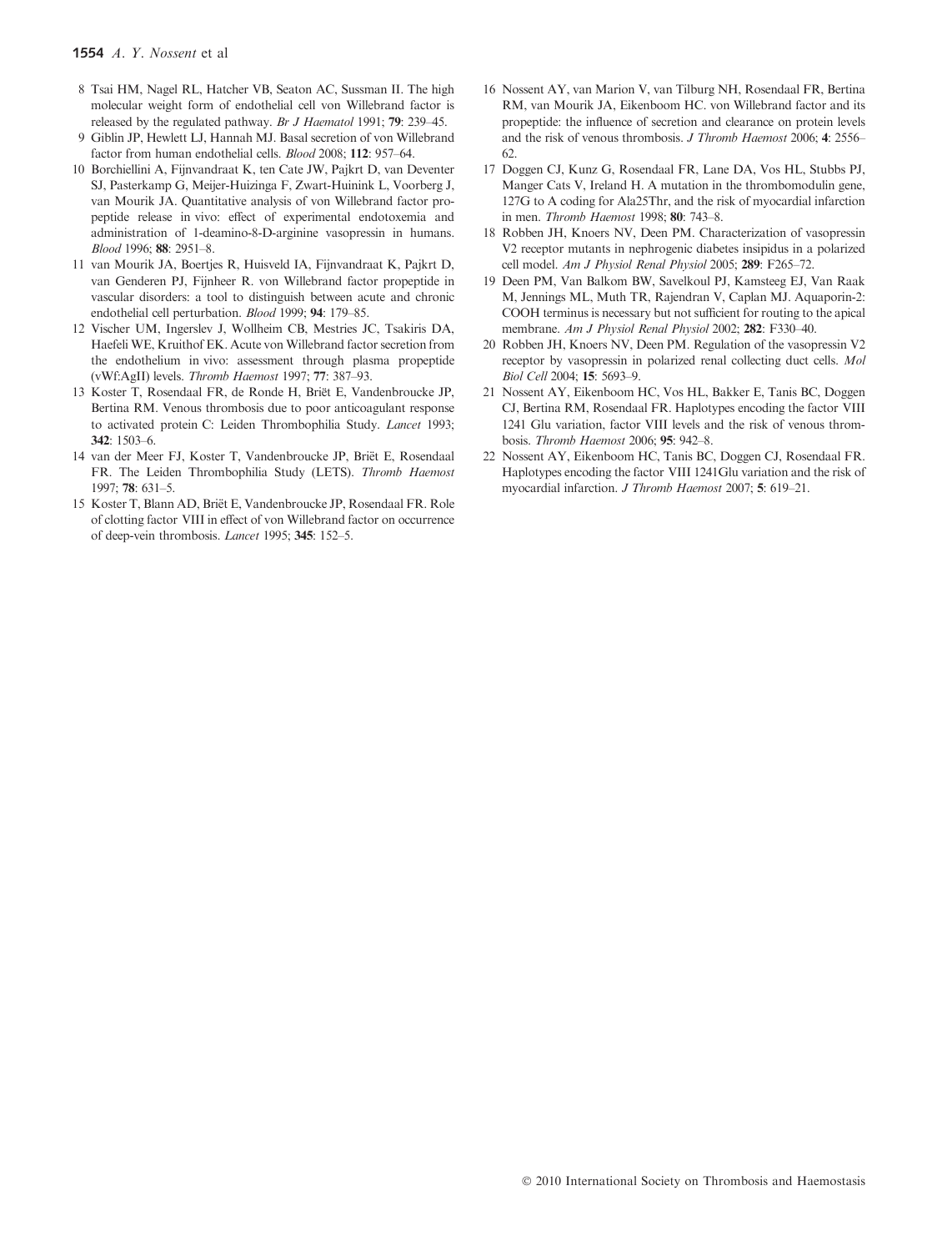8 Tsai HM, Nagel RL, Hatcher VB, Seaton AC, Sussman II. The high molecular weight form of endothelial cell von Willebrand factor is released by the regulated pathway. *Br J Haematol* 1991; **79**: 239–45.

9 Giblin JP, Hewlett LJ, Hannah MJ. Basal secretion of von Willebrand factor from human endothelial cells. *Blood* 2008; **112**: 957–64.

10 Borchiellini A, Fijnvandraat K, ten Cate JW, Pajkrt D, van Deventer SJ, Pasterkamp G, Meijer-Huizinga F, Zwart-Huinink L, Voorberg J, van Mourik JA. Quantitative analysis of von Willebrand factor propeptide release in vivo: effect of experimental endotoxemia and administration of 1-deamino-8-D-arginine vasopressin in humans. *Blood* 1996; **88**: 2951–8.

11 van Mourik JA, Boertjes R, Huisveld IA, Fijnvandraat K, Pajkrt D, van Genderen PJ, Fijnheer R. von Willebrand factor propeptide in vascular disorders: a tool to distinguish between acute and chronic endothelial cell perturbation. *Blood* 1999; **94**: 179–85.

12 Vischer UM, Ingerslev J, Wollheim CB, Mestries JC, Tsakiris DA, Haefeli WE, Kruithof EK. Acute von Willebrand factor secretion from the endothelium in vivo: assessment through plasma propeptide (vWf:AgII) levels. *Thromb Haemost* 1997; **77**: 387–93.

13 Koster T, Rosendaal FR, de Ronde H, Briët E, Vandenbroucke JP, Bertina RM. Venous thrombosis due to poor anticoagulant response to activated protein C: Leiden Thrombophilia Study. *Lancet* 1993; **342**: 1503–6.

14 van der Meer FJ, Koster T, Vandenbroucke JP, Briët E, Rosendaal FR. The Leiden Thrombophilia Study (LETS). *Thromb Haemost* 1997; **78**: 631–5.

15 Koster T, Blann AD, Briët E, Vandenbroucke JP, Rosendaal FR. Role of clotting factor VIII in effect of von Willebrand factor on occurrence of deep-vein thrombosis. *Lancet* 1995; **345**: 152–5.

16 Nossent AY, van Marion V, van Tilburg NH, Rosendaal FR, Bertina RM, van Mourik JA, Eikenboom HC. von Willebrand factor and its propeptide: the influence of secretion and clearance on protein levels and the risk of venous thrombosis. *J Thromb Haemost* 2006; **4**: 2556–62.

17 Doggen CJ, Kunz G, Rosendaal FR, Lane DA, Vos HL, Stubbs PJ, Manger Cats V, Ireland H. A mutation in the thrombomodulin gene, 127G to A coding for Ala25Thr, and the risk of myocardial infarction in men. *Thromb Haemost* 1998; **80**: 743–8.

18 Robben JH, Knoers NV, Deen PM. Characterization of vasopressin V2 receptor mutants in nephrogenic diabetes insipidus in a polarized cell model. *Am J Physiol Renal Physiol* 2005; **289**: F265–72.

19 Deen PM, Van Balkom BW, Savelkoul PJ, Kamsteeg EJ, Van Raak M, Jennings ML, Muth TR, Rajendran V, Caplan MJ. Aquaporin-2: COOH terminus is necessary but not sufficient for routing to the apical membrane. *Am J Physiol Renal Physiol* 2002; **282**: F330–40.

20 Robben JH, Knoers NV, Deen PM. Regulation of the vasopressin V2 receptor by vasopressin in polarized renal collecting duct cells. *Mol Biol Cell* 2004; **15**: 5693–9.

21 Nossent AY, Eikenboom HC, Vos HL, Bakker E, Tanis BC, Doggen CJ, Bertina RM, Rosendaal FR. Haplotypes encoding the factor VIII 1241 Glu variation, factor VIII levels and the risk of venous thrombosis. *Thromb Haemost* 2006; **95**: 942–8.

22 Nossent AY, Eikenboom HC, Tanis BC, Doggen CJ, Rosendaal FR. Haplotypes encoding the factor VIII 1241Glu variation and the risk of myocardial infarction. *J Thromb Haemost* 2007; **5**: 619–21.